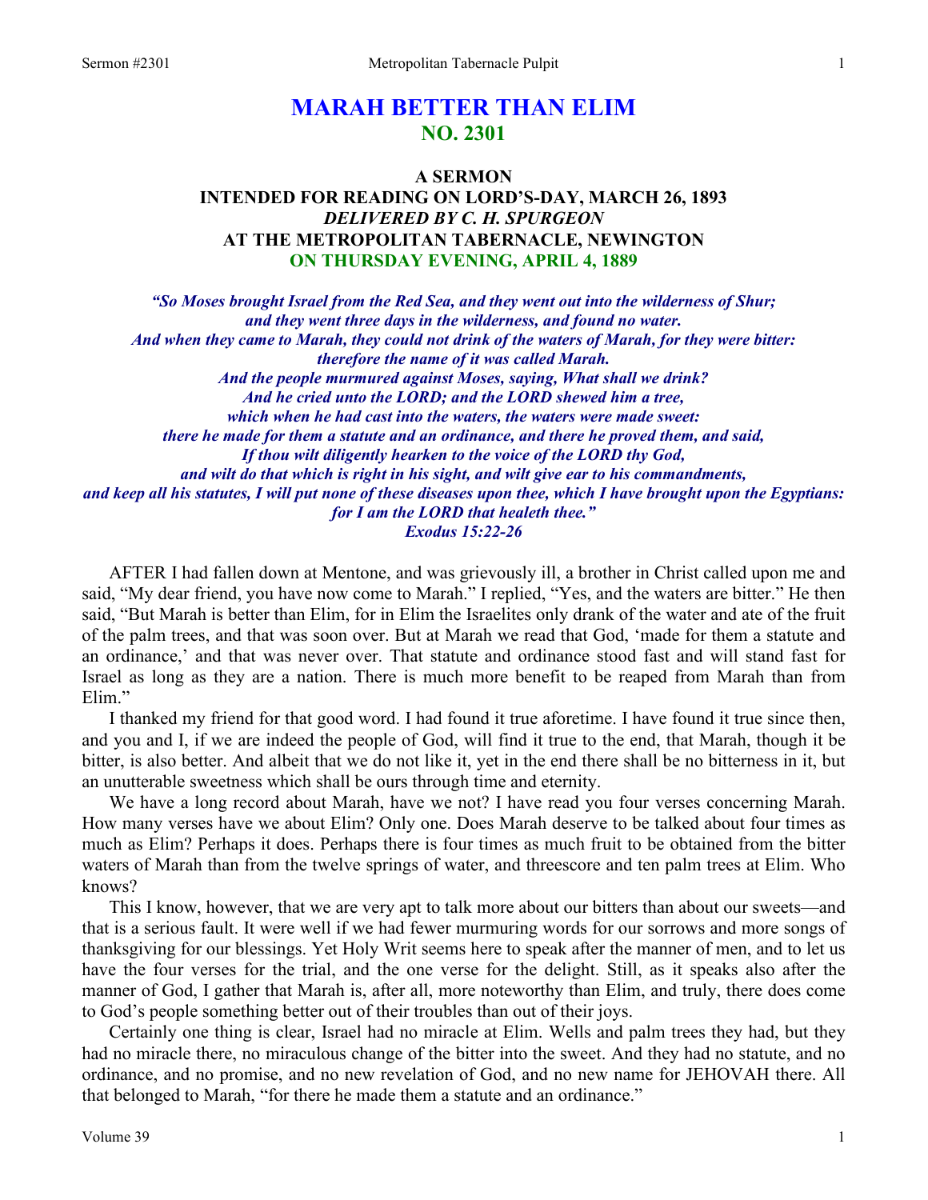# MARAH BETTER THAN ELIM
## NO. 2301

### A SERMON
### INTENDED FOR READING ON LORD'S-DAY, MARCH 26, 1893
### *DELIVERED BY C. H. SPURGEON*
### AT THE METROPOLITAN TABERNACLE, NEWINGTON
### ON THURSDAY EVENING, APRIL 4, 1889

*"So Moses brought Israel from the Red Sea, and they went out into the wilderness of Shur; and they went three days in the wilderness, and found no water. And when they came to Marah, they could not drink of the waters of Marah, for they were bitter: therefore the name of it was called Marah. And the people murmured against Moses, saying, What shall we drink? And he cried unto the LORD; and the LORD shewed him a tree, which when he had cast into the waters, the waters were made sweet: there he made for them a statute and an ordinance, and there he proved them, and said, If thou wilt diligently hearken to the voice of the LORD thy God, and wilt do that which is right in his sight, and wilt give ear to his commandments, and keep all his statutes, I will put none of these diseases upon thee, which I have brought upon the Egyptians: for I am the LORD that healeth thee."*
*Exodus 15:22-26*

AFTER I had fallen down at Mentone, and was grievously ill, a brother in Christ called upon me and said, "My dear friend, you have now come to Marah." I replied, "Yes, and the waters are bitter." He then said, "But Marah is better than Elim, for in Elim the Israelites only drank of the water and ate of the fruit of the palm trees, and that was soon over. But at Marah we read that God, 'made for them a statute and an ordinance,' and that was never over. That statute and ordinance stood fast and will stand fast for Israel as long as they are a nation. There is much more benefit to be reaped from Marah than from Elim."

I thanked my friend for that good word. I had found it true aforetime. I have found it true since then, and you and I, if we are indeed the people of God, will find it true to the end, that Marah, though it be bitter, is also better. And albeit that we do not like it, yet in the end there shall be no bitterness in it, but an unutterable sweetness which shall be ours through time and eternity.

We have a long record about Marah, have we not? I have read you four verses concerning Marah. How many verses have we about Elim? Only one. Does Marah deserve to be talked about four times as much as Elim? Perhaps it does. Perhaps there is four times as much fruit to be obtained from the bitter waters of Marah than from the twelve springs of water, and threescore and ten palm trees at Elim. Who knows?

This I know, however, that we are very apt to talk more about our bitters than about our sweets—and that is a serious fault. It were well if we had fewer murmuring words for our sorrows and more songs of thanksgiving for our blessings. Yet Holy Writ seems here to speak after the manner of men, and to let us have the four verses for the trial, and the one verse for the delight. Still, as it speaks also after the manner of God, I gather that Marah is, after all, more noteworthy than Elim, and truly, there does come to God's people something better out of their troubles than out of their joys.

Certainly one thing is clear, Israel had no miracle at Elim. Wells and palm trees they had, but they had no miracle there, no miraculous change of the bitter into the sweet. And they had no statute, and no ordinance, and no promise, and no new revelation of God, and no new name for JEHOVAH there. All that belonged to Marah, "for there he made them a statute and an ordinance."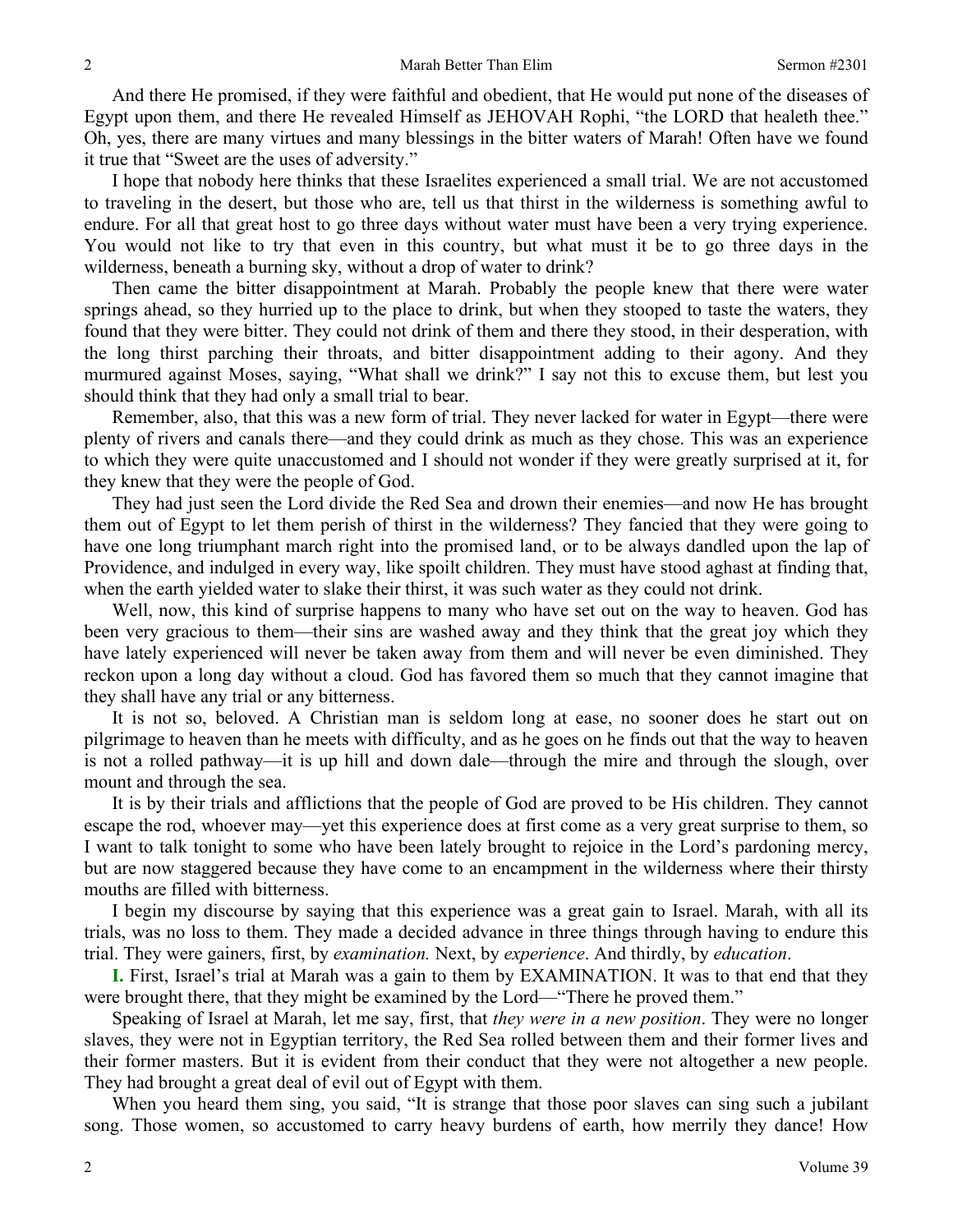And there He promised, if they were faithful and obedient, that He would put none of the diseases of Egypt upon them, and there He revealed Himself as JEHOVAH Rophi, "the LORD that healeth thee." Oh, yes, there are many virtues and many blessings in the bitter waters of Marah! Often have we found it true that "Sweet are the uses of adversity."

I hope that nobody here thinks that these Israelites experienced a small trial. We are not accustomed to traveling in the desert, but those who are, tell us that thirst in the wilderness is something awful to endure. For all that great host to go three days without water must have been a very trying experience. You would not like to try that even in this country, but what must it be to go three days in the wilderness, beneath a burning sky, without a drop of water to drink?

Then came the bitter disappointment at Marah. Probably the people knew that there were water springs ahead, so they hurried up to the place to drink, but when they stooped to taste the waters, they found that they were bitter. They could not drink of them and there they stood, in their desperation, with the long thirst parching their throats, and bitter disappointment adding to their agony. And they murmured against Moses, saying, "What shall we drink?" I say not this to excuse them, but lest you should think that they had only a small trial to bear.

Remember, also, that this was a new form of trial. They never lacked for water in Egypt—there were plenty of rivers and canals there—and they could drink as much as they chose. This was an experience to which they were quite unaccustomed and I should not wonder if they were greatly surprised at it, for they knew that they were the people of God.

They had just seen the Lord divide the Red Sea and drown their enemies—and now He has brought them out of Egypt to let them perish of thirst in the wilderness? They fancied that they were going to have one long triumphant march right into the promised land, or to be always dandled upon the lap of Providence, and indulged in every way, like spoilt children. They must have stood aghast at finding that, when the earth yielded water to slake their thirst, it was such water as they could not drink.

Well, now, this kind of surprise happens to many who have set out on the way to heaven. God has been very gracious to them—their sins are washed away and they think that the great joy which they have lately experienced will never be taken away from them and will never be even diminished. They reckon upon a long day without a cloud. God has favored them so much that they cannot imagine that they shall have any trial or any bitterness.

It is not so, beloved. A Christian man is seldom long at ease, no sooner does he start out on pilgrimage to heaven than he meets with difficulty, and as he goes on he finds out that the way to heaven is not a rolled pathway—it is up hill and down dale—through the mire and through the slough, over mount and through the sea.

It is by their trials and afflictions that the people of God are proved to be His children. They cannot escape the rod, whoever may—yet this experience does at first come as a very great surprise to them, so I want to talk tonight to some who have been lately brought to rejoice in the Lord's pardoning mercy, but are now staggered because they have come to an encampment in the wilderness where their thirsty mouths are filled with bitterness.

I begin my discourse by saying that this experience was a great gain to Israel. Marah, with all its trials, was no loss to them. They made a decided advance in three things through having to endure this trial. They were gainers, first, by *examination.* Next, by *experience*. And thirdly, by *education*.

**I.** First, Israel's trial at Marah was a gain to them by EXAMINATION. It was to that end that they were brought there, that they might be examined by the Lord—"There he proved them."

Speaking of Israel at Marah, let me say, first, that *they were in a new position*. They were no longer slaves, they were not in Egyptian territory, the Red Sea rolled between them and their former lives and their former masters. But it is evident from their conduct that they were not altogether a new people. They had brought a great deal of evil out of Egypt with them.

When you heard them sing, you said, "It is strange that those poor slaves can sing such a jubilant song. Those women, so accustomed to carry heavy burdens of earth, how merrily they dance! How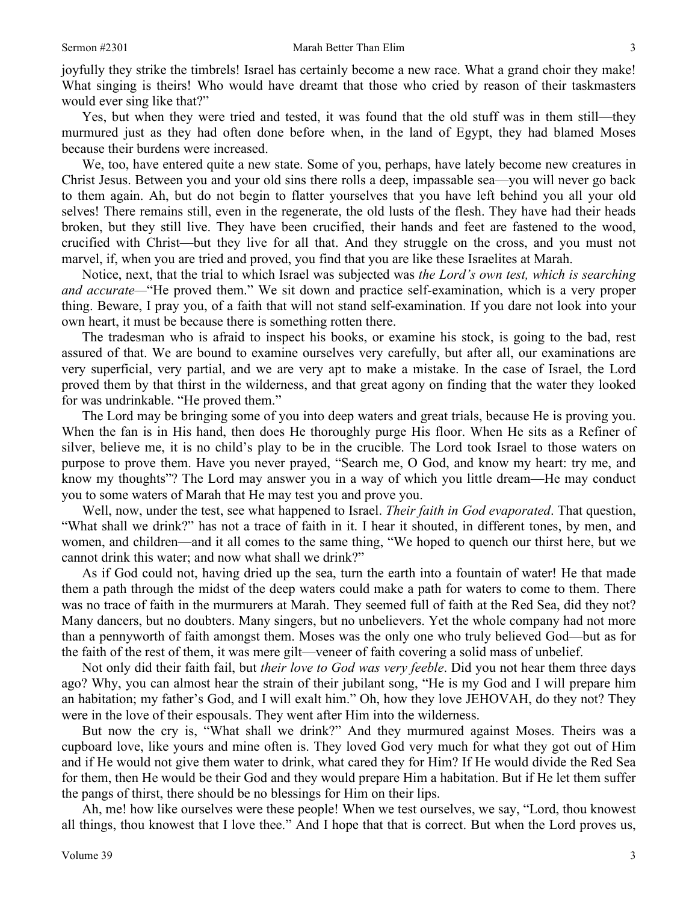joyfully they strike the timbrels! Israel has certainly become a new race. What a grand choir they make! What singing is theirs! Who would have dreamt that those who cried by reason of their taskmasters would ever sing like that?"

Yes, but when they were tried and tested, it was found that the old stuff was in them still—they murmured just as they had often done before when, in the land of Egypt, they had blamed Moses because their burdens were increased.

We, too, have entered quite a new state. Some of you, perhaps, have lately become new creatures in Christ Jesus. Between you and your old sins there rolls a deep, impassable sea—you will never go back to them again. Ah, but do not begin to flatter yourselves that you have left behind you all your old selves! There remains still, even in the regenerate, the old lusts of the flesh. They have had their heads broken, but they still live. They have been crucified, their hands and feet are fastened to the wood, crucified with Christ—but they live for all that. And they struggle on the cross, and you must not marvel, if, when you are tried and proved, you find that you are like these Israelites at Marah.

Notice, next, that the trial to which Israel was subjected was *the Lord's own test, which is searching and accurate*—"He proved them." We sit down and practice self-examination, which is a very proper thing. Beware, I pray you, of a faith that will not stand self-examination. If you dare not look into your own heart, it must be because there is something rotten there.

The tradesman who is afraid to inspect his books, or examine his stock, is going to the bad, rest assured of that. We are bound to examine ourselves very carefully, but after all, our examinations are very superficial, very partial, and we are very apt to make a mistake. In the case of Israel, the Lord proved them by that thirst in the wilderness, and that great agony on finding that the water they looked for was undrinkable. "He proved them."

The Lord may be bringing some of you into deep waters and great trials, because He is proving you. When the fan is in His hand, then does He thoroughly purge His floor. When He sits as a Refiner of silver, believe me, it is no child's play to be in the crucible. The Lord took Israel to those waters on purpose to prove them. Have you never prayed, "Search me, O God, and know my heart: try me, and know my thoughts"? The Lord may answer you in a way of which you little dream—He may conduct you to some waters of Marah that He may test you and prove you.

Well, now, under the test, see what happened to Israel. *Their faith in God evaporated*. That question, "What shall we drink?" has not a trace of faith in it. I hear it shouted, in different tones, by men, and women, and children—and it all comes to the same thing, "We hoped to quench our thirst here, but we cannot drink this water; and now what shall we drink?"

As if God could not, having dried up the sea, turn the earth into a fountain of water! He that made them a path through the midst of the deep waters could make a path for waters to come to them. There was no trace of faith in the murmurers at Marah. They seemed full of faith at the Red Sea, did they not? Many dancers, but no doubters. Many singers, but no unbelievers. Yet the whole company had not more than a pennyworth of faith amongst them. Moses was the only one who truly believed God—but as for the faith of the rest of them, it was mere gilt—veneer of faith covering a solid mass of unbelief.

Not only did their faith fail, but *their love to God was very feeble*. Did you not hear them three days ago? Why, you can almost hear the strain of their jubilant song, "He is my God and I will prepare him an habitation; my father's God, and I will exalt him." Oh, how they love JEHOVAH, do they not? They were in the love of their espousals. They went after Him into the wilderness.

But now the cry is, "What shall we drink?" And they murmured against Moses. Theirs was a cupboard love, like yours and mine often is. They loved God very much for what they got out of Him and if He would not give them water to drink, what cared they for Him? If He would divide the Red Sea for them, then He would be their God and they would prepare Him a habitation. But if He let them suffer the pangs of thirst, there should be no blessings for Him on their lips.

Ah, me! how like ourselves were these people! When we test ourselves, we say, "Lord, thou knowest all things, thou knowest that I love thee." And I hope that that is correct. But when the Lord proves us,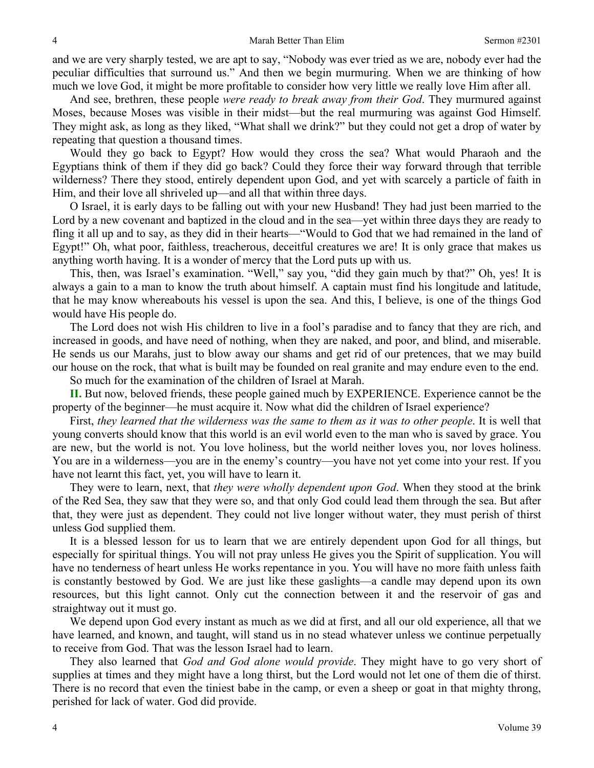and we are very sharply tested, we are apt to say, "Nobody was ever tried as we are, nobody ever had the peculiar difficulties that surround us." And then we begin murmuring. When we are thinking of how much we love God, it might be more profitable to consider how very little we really love Him after all.

And see, brethren, these people *were ready to break away from their God*. They murmured against Moses, because Moses was visible in their midst—but the real murmuring was against God Himself. They might ask, as long as they liked, "What shall we drink?" but they could not get a drop of water by repeating that question a thousand times.

Would they go back to Egypt? How would they cross the sea? What would Pharaoh and the Egyptians think of them if they did go back? Could they force their way forward through that terrible wilderness? There they stood, entirely dependent upon God, and yet with scarcely a particle of faith in Him, and their love all shriveled up—and all that within three days.

O Israel, it is early days to be falling out with your new Husband! They had just been married to the Lord by a new covenant and baptized in the cloud and in the sea—yet within three days they are ready to fling it all up and to say, as they did in their hearts—"Would to God that we had remained in the land of Egypt!" Oh, what poor, faithless, treacherous, deceitful creatures we are! It is only grace that makes us anything worth having. It is a wonder of mercy that the Lord puts up with us.

This, then, was Israel's examination. "Well," say you, "did they gain much by that?" Oh, yes! It is always a gain to a man to know the truth about himself. A captain must find his longitude and latitude, that he may know whereabouts his vessel is upon the sea. And this, I believe, is one of the things God would have His people do.

The Lord does not wish His children to live in a fool's paradise and to fancy that they are rich, and increased in goods, and have need of nothing, when they are naked, and poor, and blind, and miserable. He sends us our Marahs, just to blow away our shams and get rid of our pretences, that we may build our house on the rock, that what is built may be founded on real granite and may endure even to the end.

So much for the examination of the children of Israel at Marah.

**II.** But now, beloved friends, these people gained much by EXPERIENCE. Experience cannot be the property of the beginner—he must acquire it. Now what did the children of Israel experience?

First, *they learned that the wilderness was the same to them as it was to other people*. It is well that young converts should know that this world is an evil world even to the man who is saved by grace. You are new, but the world is not. You love holiness, but the world neither loves you, nor loves holiness. You are in a wilderness—you are in the enemy's country—you have not yet come into your rest. If you have not learnt this fact, yet, you will have to learn it.

They were to learn, next, that *they were wholly dependent upon God*. When they stood at the brink of the Red Sea, they saw that they were so, and that only God could lead them through the sea. But after that, they were just as dependent. They could not live longer without water, they must perish of thirst unless God supplied them.

It is a blessed lesson for us to learn that we are entirely dependent upon God for all things, but especially for spiritual things. You will not pray unless He gives you the Spirit of supplication. You will have no tenderness of heart unless He works repentance in you. You will have no more faith unless faith is constantly bestowed by God. We are just like these gaslights—a candle may depend upon its own resources, but this light cannot. Only cut the connection between it and the reservoir of gas and straightway out it must go.

We depend upon God every instant as much as we did at first, and all our old experience, all that we have learned, and known, and taught, will stand us in no stead whatever unless we continue perpetually to receive from God. That was the lesson Israel had to learn.

They also learned that *God and God alone would provide*. They might have to go very short of supplies at times and they might have a long thirst, but the Lord would not let one of them die of thirst. There is no record that even the tiniest babe in the camp, or even a sheep or goat in that mighty throng, perished for lack of water. God did provide.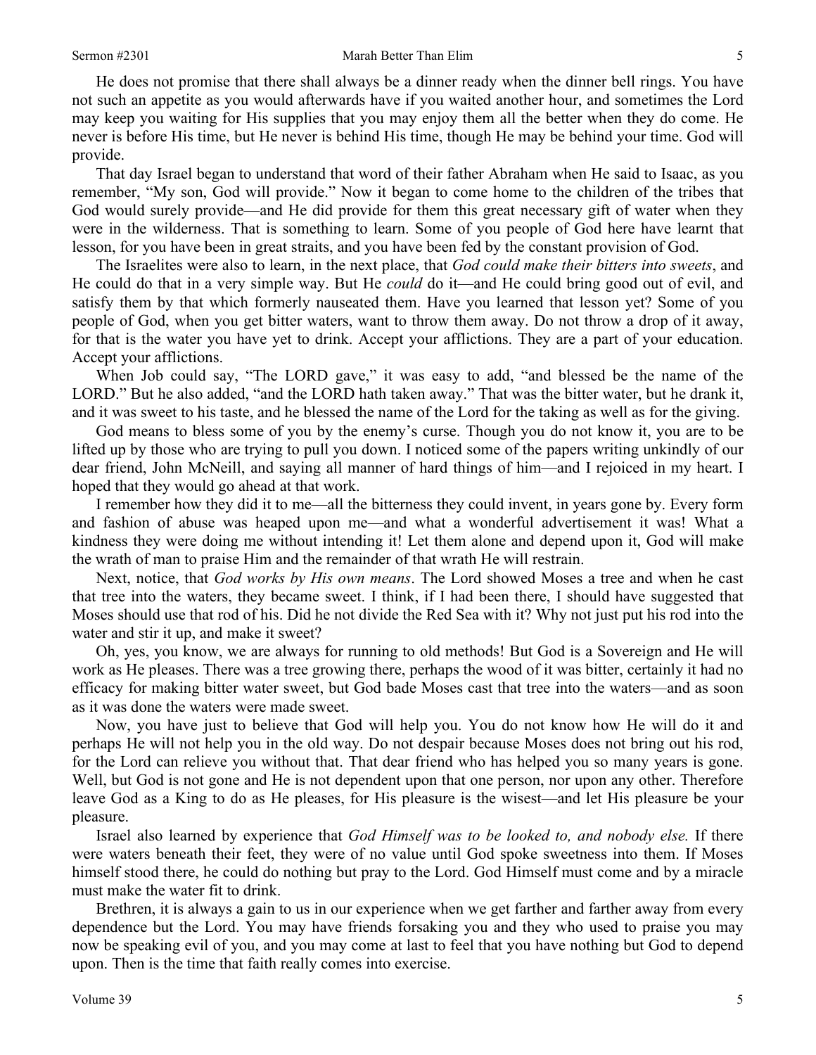He does not promise that there shall always be a dinner ready when the dinner bell rings. You have not such an appetite as you would afterwards have if you waited another hour, and sometimes the Lord may keep you waiting for His supplies that you may enjoy them all the better when they do come. He never is before His time, but He never is behind His time, though He may be behind your time. God will provide.

That day Israel began to understand that word of their father Abraham when He said to Isaac, as you remember, "My son, God will provide." Now it began to come home to the children of the tribes that God would surely provide—and He did provide for them this great necessary gift of water when they were in the wilderness. That is something to learn. Some of you people of God here have learnt that lesson, for you have been in great straits, and you have been fed by the constant provision of God.

The Israelites were also to learn, in the next place, that *God could make their bitters into sweets*, and He could do that in a very simple way. But He *could* do it—and He could bring good out of evil, and satisfy them by that which formerly nauseated them. Have you learned that lesson yet? Some of you people of God, when you get bitter waters, want to throw them away. Do not throw a drop of it away, for that is the water you have yet to drink. Accept your afflictions. They are a part of your education. Accept your afflictions.

When Job could say, "The LORD gave," it was easy to add, "and blessed be the name of the LORD." But he also added, "and the LORD hath taken away." That was the bitter water, but he drank it, and it was sweet to his taste, and he blessed the name of the Lord for the taking as well as for the giving.

God means to bless some of you by the enemy's curse. Though you do not know it, you are to be lifted up by those who are trying to pull you down. I noticed some of the papers writing unkindly of our dear friend, John McNeill, and saying all manner of hard things of him—and I rejoiced in my heart. I hoped that they would go ahead at that work.

I remember how they did it to me—all the bitterness they could invent, in years gone by. Every form and fashion of abuse was heaped upon me—and what a wonderful advertisement it was! What a kindness they were doing me without intending it! Let them alone and depend upon it, God will make the wrath of man to praise Him and the remainder of that wrath He will restrain.

Next, notice, that *God works by His own means*. The Lord showed Moses a tree and when he cast that tree into the waters, they became sweet. I think, if I had been there, I should have suggested that Moses should use that rod of his. Did he not divide the Red Sea with it? Why not just put his rod into the water and stir it up, and make it sweet?

Oh, yes, you know, we are always for running to old methods! But God is a Sovereign and He will work as He pleases. There was a tree growing there, perhaps the wood of it was bitter, certainly it had no efficacy for making bitter water sweet, but God bade Moses cast that tree into the waters—and as soon as it was done the waters were made sweet.

Now, you have just to believe that God will help you. You do not know how He will do it and perhaps He will not help you in the old way. Do not despair because Moses does not bring out his rod, for the Lord can relieve you without that. That dear friend who has helped you so many years is gone. Well, but God is not gone and He is not dependent upon that one person, nor upon any other. Therefore leave God as a King to do as He pleases, for His pleasure is the wisest—and let His pleasure be your pleasure.

Israel also learned by experience that *God Himself was to be looked to, and nobody else.* If there were waters beneath their feet, they were of no value until God spoke sweetness into them. If Moses himself stood there, he could do nothing but pray to the Lord. God Himself must come and by a miracle must make the water fit to drink.

Brethren, it is always a gain to us in our experience when we get farther and farther away from every dependence but the Lord. You may have friends forsaking you and they who used to praise you may now be speaking evil of you, and you may come at last to feel that you have nothing but God to depend upon. Then is the time that faith really comes into exercise.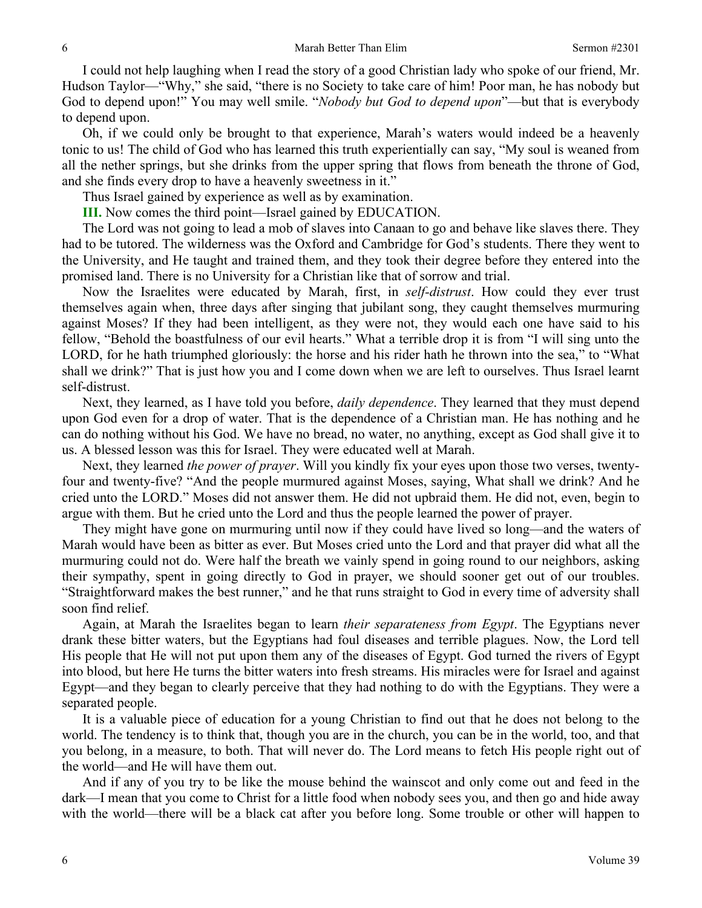I could not help laughing when I read the story of a good Christian lady who spoke of our friend, Mr. Hudson Taylor—"Why," she said, "there is no Society to take care of him! Poor man, he has nobody but God to depend upon!" You may well smile. "*Nobody but God to depend upon*"—but that is everybody to depend upon.

Oh, if we could only be brought to that experience, Marah's waters would indeed be a heavenly tonic to us! The child of God who has learned this truth experientially can say, "My soul is weaned from all the nether springs, but she drinks from the upper spring that flows from beneath the throne of God, and she finds every drop to have a heavenly sweetness in it."

Thus Israel gained by experience as well as by examination.

**III.** Now comes the third point—Israel gained by EDUCATION.

The Lord was not going to lead a mob of slaves into Canaan to go and behave like slaves there. They had to be tutored. The wilderness was the Oxford and Cambridge for God's students. There they went to the University, and He taught and trained them, and they took their degree before they entered into the promised land. There is no University for a Christian like that of sorrow and trial.

Now the Israelites were educated by Marah, first, in *self-distrust*. How could they ever trust themselves again when, three days after singing that jubilant song, they caught themselves murmuring against Moses? If they had been intelligent, as they were not, they would each one have said to his fellow, "Behold the boastfulness of our evil hearts." What a terrible drop it is from "I will sing unto the LORD, for he hath triumphed gloriously: the horse and his rider hath he thrown into the sea," to "What shall we drink?" That is just how you and I come down when we are left to ourselves. Thus Israel learnt self-distrust.

Next, they learned, as I have told you before, *daily dependence*. They learned that they must depend upon God even for a drop of water. That is the dependence of a Christian man. He has nothing and he can do nothing without his God. We have no bread, no water, no anything, except as God shall give it to us. A blessed lesson was this for Israel. They were educated well at Marah.

Next, they learned *the power of prayer*. Will you kindly fix your eyes upon those two verses, twenty-four and twenty-five? "And the people murmured against Moses, saying, What shall we drink? And he cried unto the LORD." Moses did not answer them. He did not upbraid them. He did not, even, begin to argue with them. But he cried unto the Lord and thus the people learned the power of prayer.

They might have gone on murmuring until now if they could have lived so long—and the waters of Marah would have been as bitter as ever. But Moses cried unto the Lord and that prayer did what all the murmuring could not do. Were half the breath we vainly spend in going round to our neighbors, asking their sympathy, spent in going directly to God in prayer, we should sooner get out of our troubles. "Straightforward makes the best runner," and he that runs straight to God in every time of adversity shall soon find relief.

Again, at Marah the Israelites began to learn *their separateness from Egypt*. The Egyptians never drank these bitter waters, but the Egyptians had foul diseases and terrible plagues. Now, the Lord tell His people that He will not put upon them any of the diseases of Egypt. God turned the rivers of Egypt into blood, but here He turns the bitter waters into fresh streams. His miracles were for Israel and against Egypt—and they began to clearly perceive that they had nothing to do with the Egyptians. They were a separated people.

It is a valuable piece of education for a young Christian to find out that he does not belong to the world. The tendency is to think that, though you are in the church, you can be in the world, too, and that you belong, in a measure, to both. That will never do. The Lord means to fetch His people right out of the world—and He will have them out.

And if any of you try to be like the mouse behind the wainscot and only come out and feed in the dark—I mean that you come to Christ for a little food when nobody sees you, and then go and hide away with the world—there will be a black cat after you before long. Some trouble or other will happen to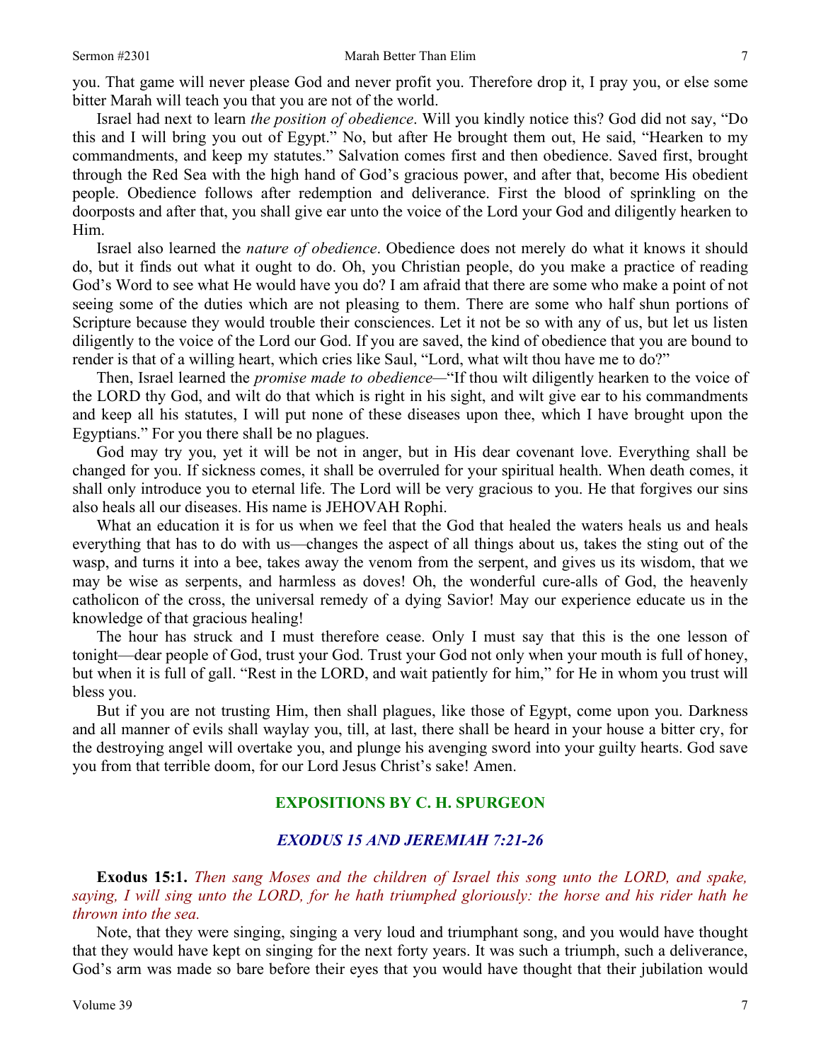you. That game will never please God and never profit you. Therefore drop it, I pray you, or else some bitter Marah will teach you that you are not of the world.

Israel had next to learn *the position of obedience*. Will you kindly notice this? God did not say, "Do this and I will bring you out of Egypt." No, but after He brought them out, He said, "Hearken to my commandments, and keep my statutes." Salvation comes first and then obedience. Saved first, brought through the Red Sea with the high hand of God's gracious power, and after that, become His obedient people. Obedience follows after redemption and deliverance. First the blood of sprinkling on the doorposts and after that, you shall give ear unto the voice of the Lord your God and diligently hearken to Him.

Israel also learned the *nature of obedience*. Obedience does not merely do what it knows it should do, but it finds out what it ought to do. Oh, you Christian people, do you make a practice of reading God's Word to see what He would have you do? I am afraid that there are some who make a point of not seeing some of the duties which are not pleasing to them. There are some who half shun portions of Scripture because they would trouble their consciences. Let it not be so with any of us, but let us listen diligently to the voice of the Lord our God. If you are saved, the kind of obedience that you are bound to render is that of a willing heart, which cries like Saul, "Lord, what wilt thou have me to do?"

Then, Israel learned the *promise made to obedience*—"If thou wilt diligently hearken to the voice of the LORD thy God, and wilt do that which is right in his sight, and wilt give ear to his commandments and keep all his statutes, I will put none of these diseases upon thee, which I have brought upon the Egyptians." For you there shall be no plagues.

God may try you, yet it will be not in anger, but in His dear covenant love. Everything shall be changed for you. If sickness comes, it shall be overruled for your spiritual health. When death comes, it shall only introduce you to eternal life. The Lord will be very gracious to you. He that forgives our sins also heals all our diseases. His name is JEHOVAH Rophi.

What an education it is for us when we feel that the God that healed the waters heals us and heals everything that has to do with us—changes the aspect of all things about us, takes the sting out of the wasp, and turns it into a bee, takes away the venom from the serpent, and gives us its wisdom, that we may be wise as serpents, and harmless as doves! Oh, the wonderful cure-alls of God, the heavenly catholicon of the cross, the universal remedy of a dying Savior! May our experience educate us in the knowledge of that gracious healing!

The hour has struck and I must therefore cease. Only I must say that this is the one lesson of tonight—dear people of God, trust your God. Trust your God not only when your mouth is full of honey, but when it is full of gall. "Rest in the LORD, and wait patiently for him," for He in whom you trust will bless you.

But if you are not trusting Him, then shall plagues, like those of Egypt, come upon you. Darkness and all manner of evils shall waylay you, till, at last, there shall be heard in your house a bitter cry, for the destroying angel will overtake you, and plunge his avenging sword into your guilty hearts. God save you from that terrible doom, for our Lord Jesus Christ's sake! Amen.

## EXPOSITIONS BY C. H. SPURGEON

### *EXODUS 15 AND JEREMIAH 7:21-26*

**Exodus 15:1.** *Then sang Moses and the children of Israel this song unto the LORD, and spake, saying, I will sing unto the LORD, for he hath triumphed gloriously: the horse and his rider hath he thrown into the sea.*

Note, that they were singing, singing a very loud and triumphant song, and you would have thought that they would have kept on singing for the next forty years. It was such a triumph, such a deliverance, God's arm was made so bare before their eyes that you would have thought that their jubilation would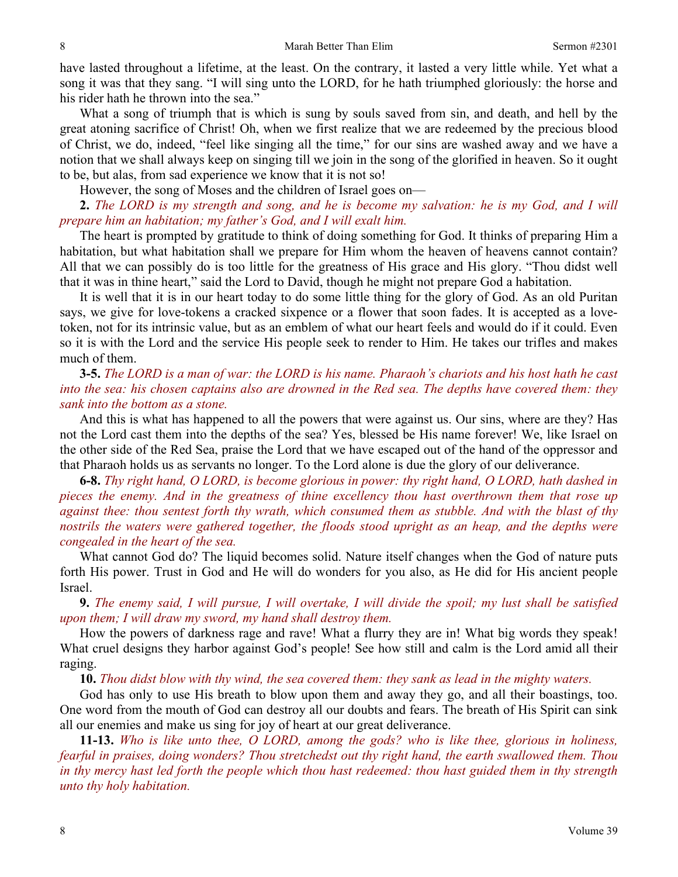have lasted throughout a lifetime, at the least. On the contrary, it lasted a very little while. Yet what a song it was that they sang. "I will sing unto the LORD, for he hath triumphed gloriously: the horse and his rider hath he thrown into the sea."

What a song of triumph that is which is sung by souls saved from sin, and death, and hell by the great atoning sacrifice of Christ! Oh, when we first realize that we are redeemed by the precious blood of Christ, we do, indeed, "feel like singing all the time," for our sins are washed away and we have a notion that we shall always keep on singing till we join in the song of the glorified in heaven. So it ought to be, but alas, from sad experience we know that it is not so!

However, the song of Moses and the children of Israel goes on—

**2.** *The LORD is my strength and song, and he is become my salvation: he is my God, and I will prepare him an habitation; my father's God, and I will exalt him.*

The heart is prompted by gratitude to think of doing something for God. It thinks of preparing Him a habitation, but what habitation shall we prepare for Him whom the heaven of heavens cannot contain? All that we can possibly do is too little for the greatness of His grace and His glory. "Thou didst well that it was in thine heart," said the Lord to David, though he might not prepare God a habitation.

It is well that it is in our heart today to do some little thing for the glory of God. As an old Puritan says, we give for love-tokens a cracked sixpence or a flower that soon fades. It is accepted as a love-token, not for its intrinsic value, but as an emblem of what our heart feels and would do if it could. Even so it is with the Lord and the service His people seek to render to Him. He takes our trifles and makes much of them.

**3-5.** *The LORD is a man of war: the LORD is his name. Pharaoh's chariots and his host hath he cast into the sea: his chosen captains also are drowned in the Red sea. The depths have covered them: they sank into the bottom as a stone.*

And this is what has happened to all the powers that were against us. Our sins, where are they? Has not the Lord cast them into the depths of the sea? Yes, blessed be His name forever! We, like Israel on the other side of the Red Sea, praise the Lord that we have escaped out of the hand of the oppressor and that Pharaoh holds us as servants no longer. To the Lord alone is due the glory of our deliverance.

**6-8.** *Thy right hand, O LORD, is become glorious in power: thy right hand, O LORD, hath dashed in pieces the enemy. And in the greatness of thine excellency thou hast overthrown them that rose up against thee: thou sentest forth thy wrath, which consumed them as stubble. And with the blast of thy nostrils the waters were gathered together, the floods stood upright as an heap, and the depths were congealed in the heart of the sea.*

What cannot God do? The liquid becomes solid. Nature itself changes when the God of nature puts forth His power. Trust in God and He will do wonders for you also, as He did for His ancient people Israel.

**9.** *The enemy said, I will pursue, I will overtake, I will divide the spoil; my lust shall be satisfied upon them; I will draw my sword, my hand shall destroy them.*

How the powers of darkness rage and rave! What a flurry they are in! What big words they speak! What cruel designs they harbor against God's people! See how still and calm is the Lord amid all their raging.

**10.** *Thou didst blow with thy wind, the sea covered them: they sank as lead in the mighty waters.*

God has only to use His breath to blow upon them and away they go, and all their boastings, too. One word from the mouth of God can destroy all our doubts and fears. The breath of His Spirit can sink all our enemies and make us sing for joy of heart at our great deliverance.

**11-13.** *Who is like unto thee, O LORD, among the gods? who is like thee, glorious in holiness, fearful in praises, doing wonders? Thou stretchedst out thy right hand, the earth swallowed them. Thou in thy mercy hast led forth the people which thou hast redeemed: thou hast guided them in thy strength unto thy holy habitation.*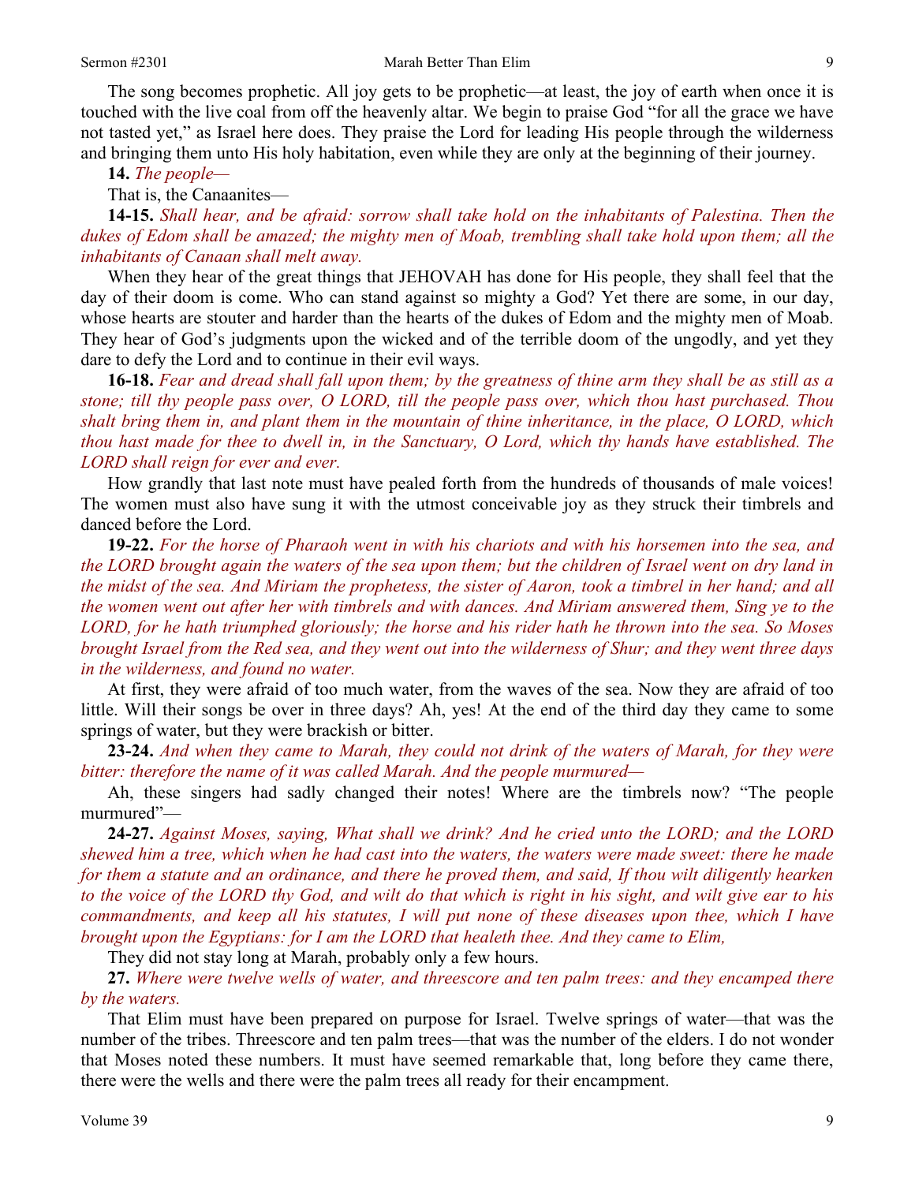The song becomes prophetic. All joy gets to be prophetic—at least, the joy of earth when once it is touched with the live coal from off the heavenly altar. We begin to praise God "for all the grace we have not tasted yet," as Israel here does. They praise the Lord for leading His people through the wilderness and bringing them unto His holy habitation, even while they are only at the beginning of their journey.

**14.** *The people—*

That is, the Canaanites—

**14-15.** *Shall hear, and be afraid: sorrow shall take hold on the inhabitants of Palestina. Then the dukes of Edom shall be amazed; the mighty men of Moab, trembling shall take hold upon them; all the inhabitants of Canaan shall melt away.*

When they hear of the great things that JEHOVAH has done for His people, they shall feel that the day of their doom is come. Who can stand against so mighty a God? Yet there are some, in our day, whose hearts are stouter and harder than the hearts of the dukes of Edom and the mighty men of Moab. They hear of God's judgments upon the wicked and of the terrible doom of the ungodly, and yet they dare to defy the Lord and to continue in their evil ways.

**16-18.** *Fear and dread shall fall upon them; by the greatness of thine arm they shall be as still as a stone; till thy people pass over, O LORD, till the people pass over, which thou hast purchased. Thou shalt bring them in, and plant them in the mountain of thine inheritance, in the place, O LORD, which thou hast made for thee to dwell in, in the Sanctuary, O Lord, which thy hands have established. The LORD shall reign for ever and ever.*

How grandly that last note must have pealed forth from the hundreds of thousands of male voices! The women must also have sung it with the utmost conceivable joy as they struck their timbrels and danced before the Lord.

**19-22.** *For the horse of Pharaoh went in with his chariots and with his horsemen into the sea, and the LORD brought again the waters of the sea upon them; but the children of Israel went on dry land in the midst of the sea. And Miriam the prophetess, the sister of Aaron, took a timbrel in her hand; and all the women went out after her with timbrels and with dances. And Miriam answered them, Sing ye to the LORD, for he hath triumphed gloriously; the horse and his rider hath he thrown into the sea. So Moses brought Israel from the Red sea, and they went out into the wilderness of Shur; and they went three days in the wilderness, and found no water.*

At first, they were afraid of too much water, from the waves of the sea. Now they are afraid of too little. Will their songs be over in three days? Ah, yes! At the end of the third day they came to some springs of water, but they were brackish or bitter.

**23-24.** *And when they came to Marah, they could not drink of the waters of Marah, for they were bitter: therefore the name of it was called Marah. And the people murmured—*

Ah, these singers had sadly changed their notes! Where are the timbrels now? "The people murmured"—

**24-27.** *Against Moses, saying, What shall we drink? And he cried unto the LORD; and the LORD shewed him a tree, which when he had cast into the waters, the waters were made sweet: there he made for them a statute and an ordinance, and there he proved them, and said, If thou wilt diligently hearken to the voice of the LORD thy God, and wilt do that which is right in his sight, and wilt give ear to his commandments, and keep all his statutes, I will put none of these diseases upon thee, which I have brought upon the Egyptians: for I am the LORD that healeth thee. And they came to Elim,*

They did not stay long at Marah, probably only a few hours.

**27.** *Where were twelve wells of water, and threescore and ten palm trees: and they encamped there by the waters.*

That Elim must have been prepared on purpose for Israel. Twelve springs of water—that was the number of the tribes. Threescore and ten palm trees—that was the number of the elders. I do not wonder that Moses noted these numbers. It must have seemed remarkable that, long before they came there, there were the wells and there were the palm trees all ready for their encampment.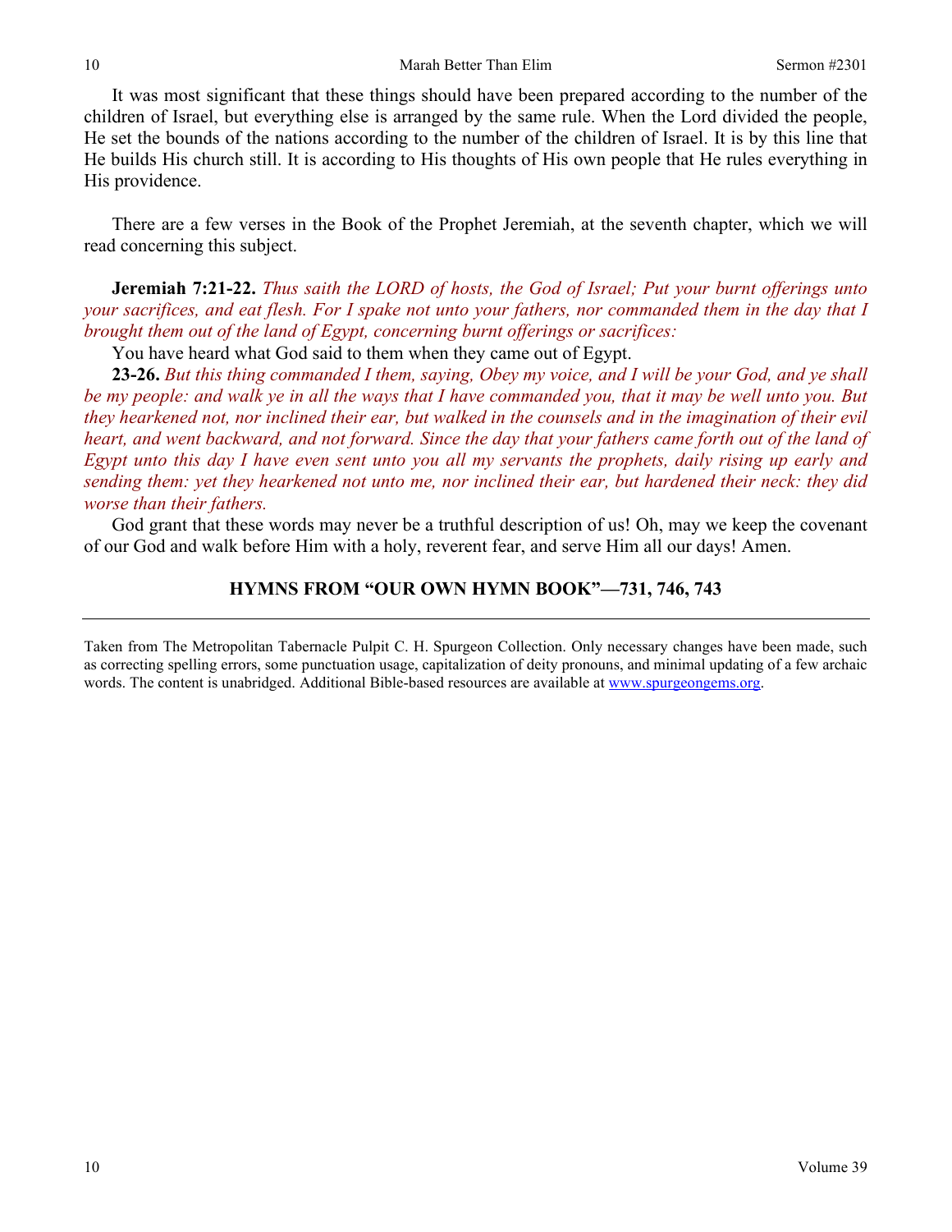It was most significant that these things should have been prepared according to the number of the children of Israel, but everything else is arranged by the same rule. When the Lord divided the people, He set the bounds of the nations according to the number of the children of Israel. It is by this line that He builds His church still. It is according to His thoughts of His own people that He rules everything in His providence.

There are a few verses in the Book of the Prophet Jeremiah, at the seventh chapter, which we will read concerning this subject.

**Jeremiah 7:21-22.** *Thus saith the LORD of hosts, the God of Israel; Put your burnt offerings unto your sacrifices, and eat flesh. For I spake not unto your fathers, nor commanded them in the day that I brought them out of the land of Egypt, concerning burnt offerings or sacrifices:*

You have heard what God said to them when they came out of Egypt.

**23-26.** *But this thing commanded I them, saying, Obey my voice, and I will be your God, and ye shall be my people: and walk ye in all the ways that I have commanded you, that it may be well unto you. But they hearkened not, nor inclined their ear, but walked in the counsels and in the imagination of their evil heart, and went backward, and not forward. Since the day that your fathers came forth out of the land of Egypt unto this day I have even sent unto you all my servants the prophets, daily rising up early and sending them: yet they hearkened not unto me, nor inclined their ear, but hardened their neck: they did worse than their fathers.*

God grant that these words may never be a truthful description of us! Oh, may we keep the covenant of our God and walk before Him with a holy, reverent fear, and serve Him all our days! Amen.

**HYMNS FROM "OUR OWN HYMN BOOK"—731, 746, 743**

---

Taken from The Metropolitan Tabernacle Pulpit C. H. Spurgeon Collection. Only necessary changes have been made, such as correcting spelling errors, some punctuation usage, capitalization of deity pronouns, and minimal updating of a few archaic words. The content is unabridged. Additional Bible-based resources are available at www.spurgeongems.org.